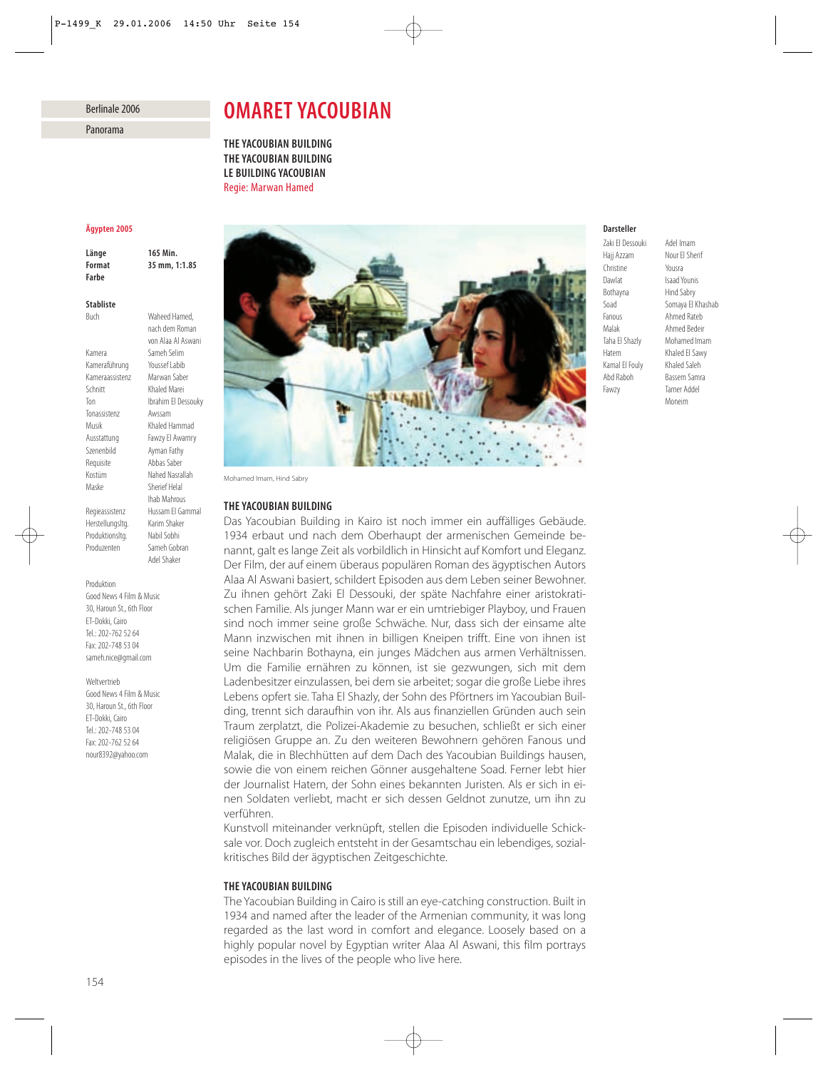Berlinale 2006

Panorama

# OMARET YACOUBIAN

**THE YACOUBIAN BUILDING**
**THE YACOUBIAN BUILDING**
**LE BUILDING YACOUBIAN**
Regie: Marwan Hamed

**Ägypten 2005**

| | |
|---|---|
| **Länge** | **165 Min.** |
| **Format** | **35 mm, 1:1.85** |
| **Farbe** | |

**Stabliste**

| | |
|---|---|
| Buch | Waheed Hamed, nach dem Roman von Alaa Al Aswani |
| Kamera | Sameh Selim |
| Kameraführung | Youssef Labib |
| Kameraassistenz | Marwan Saber |
| Schnitt | Khaled Marei |
| Ton | Ibrahim El Dessouky |
| Tonassistenz | Awssam |
| Musik | Khaled Hammad |
| Ausstattung | Fawzy El Awamry |
| Szenenbild | Ayman Fathy |
| Requisite | Abbas Saber |
| Kostüm | Nahed Nasrallah |
| Maske | Sherief Helal, Ihab Mahrous |
| Regieassistenz | Hussam El Gammal |
| Herstellungsltg. | Karim Shaker |
| Produktionsltg. | Nabil Sobhi |
| Produzenten | Sameh Gobran, Adel Shaker |

Produktion
Good News 4 Film & Music
30, Haroun St., 6th Floor
ET-Dokki, Cairo
Tel.: 202-762 52 64
Fax: 202-748 53 04
sameh.nice@gmail.com

Weltvertrieb
Good News 4 Film & Music
30, Haroun St., 6th Floor
ET-Dokki, Cairo
Tel.: 202-748 53 04
Fax: 202-762 52 64
nour8392@yahoo.com

Mohamed Imam, Hind Sabry

**Darsteller**

| | |
|---|---|
| Zaki El Dessouki | Adel Imam |
| Hajj Azzam | Nour El Sherif |
| Christine | Yousra |
| Dawlat | Isaad Younis |
| Bothayna | Hind Sabry |
| Soad | Somaya El Khashab |
| Fanous | Ahmed Rateb |
| Malak | Ahmed Bedeir |
| Taha El Shazly | Mohamed Imam |
| Hatem | Khaled El Sawy |
| Kamal El Fouly | Khaled Saleh |
| Abd Raboh | Bassem Samra |
| Fawzy | Tamer Addel Moneim |

### THE YACOUBIAN BUILDING

Das Yacoubian Building in Kairo ist noch immer ein auffälliges Gebäude. 1934 erbaut und nach dem Oberhaupt der armenischen Gemeinde benannt, galt es lange Zeit als vorbildlich in Hinsicht auf Komfort und Eleganz. Der Film, der auf einem überaus populären Roman des ägyptischen Autors Alaa Al Aswani basiert, schildert Episoden aus dem Leben seiner Bewohner. Zu ihnen gehört Zaki El Dessouki, der späte Nachfahre einer aristokratischen Familie. Als junger Mann war er ein umtriebiger Playboy, und Frauen sind noch immer seine große Schwäche. Nur, dass sich der einsame alte Mann inzwischen mit ihnen in billigen Kneipen trifft. Eine von ihnen ist seine Nachbarin Bothayna, ein junges Mädchen aus armen Verhältnissen. Um die Familie ernähren zu können, ist sie gezwungen, sich mit dem Ladenbesitzer einzulassen, bei dem sie arbeitet; sogar die große Liebe ihres Lebens opfert sie. Taha El Shazly, der Sohn des Pförtners im Yacoubian Building, trennt sich daraufhin von ihr. Als aus finanziellen Gründen auch sein Traum zerplatzt, die Polizei-Akademie zu besuchen, schließt er sich einer religiösen Gruppe an. Zu den weiteren Bewohnern gehören Fanous und Malak, die in Blechhütten auf dem Dach des Yacoubian Buildings hausen, sowie die von einem reichen Gönner ausgehaltene Soad. Ferner lebt hier der Journalist Hatem, der Sohn eines bekannten Juristen. Als er sich in einen Soldaten verliebt, macht er sich dessen Geldnot zunutze, um ihn zu verführen.

Kunstvoll miteinander verknüpft, stellen die Episoden individuelle Schicksale vor. Doch zugleich entsteht in der Gesamtschau ein lebendiges, sozialkritisches Bild der ägyptischen Zeitgeschichte.

### THE YACOUBIAN BUILDING

The Yacoubian Building in Cairo is still an eye-catching construction. Built in 1934 and named after the leader of the Armenian community, it was long regarded as the last word in comfort and elegance. Loosely based on a highly popular novel by Egyptian writer Alaa Al Aswani, this film portrays episodes in the lives of the people who live here.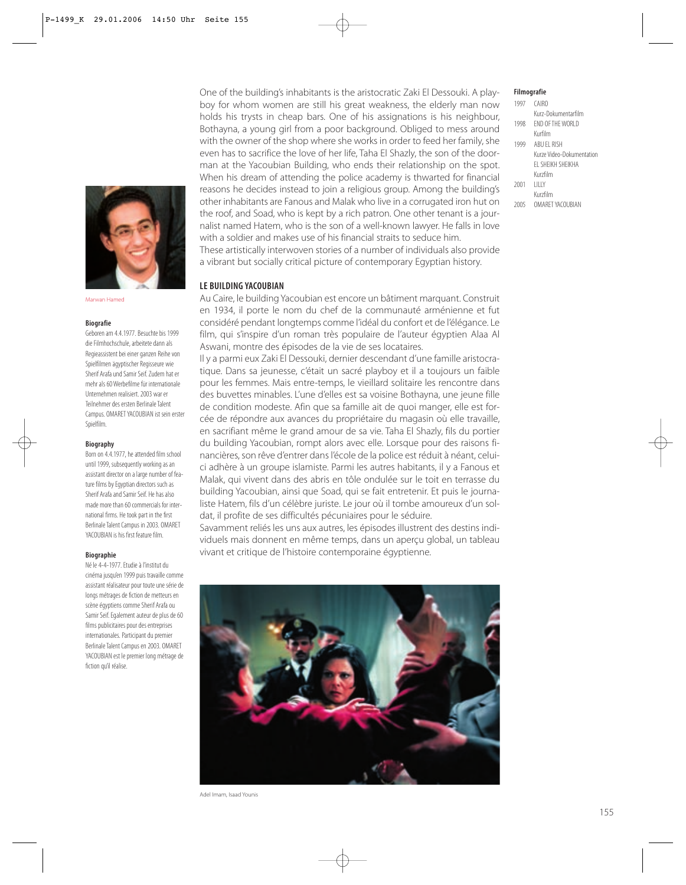One of the building's inhabitants is the aristocratic Zaki El Dessouki. A playboy for whom women are still his great weakness, the elderly man now holds his trysts in cheap bars. One of his assignations is his neighbour, Bothayna, a young girl from a poor background. Obliged to mess around with the owner of the shop where she works in order to feed her family, she even has to sacrifice the love of her life, Taha El Shazly, the son of the doorman at the Yacoubian Building, who ends their relationship on the spot. When his dream of attending the police academy is thwarted for financial reasons he decides instead to join a religious group. Among the building's other inhabitants are Fanous and Malak who live in a corrugated iron hut on the roof, and Soad, who is kept by a rich patron. One other tenant is a journalist named Hatem, who is the son of a well-known lawyer. He falls in love with a soldier and makes use of his financial straits to seduce him.
These artistically interwoven stories of a number of individuals also provide a vibrant but socially critical picture of contemporary Egyptian history.

### LE BUILDING YACOUBIAN

Au Caire, le building Yacoubian est encore un bâtiment marquant. Construit en 1934, il porte le nom du chef de la communauté arménienne et fut considéré pendant longtemps comme l'idéal du confort et de l'élégance. Le film, qui s'inspire d'un roman très populaire de l'auteur égyptien Alaa Al Aswani, montre des épisodes de la vie de ses locataires.
Il y a parmi eux Zaki El Dessouki, dernier descendant d'une famille aristocratique. Dans sa jeunesse, c'était un sacré playboy et il a toujours un faible pour les femmes. Mais entre-temps, le vieillard solitaire les rencontre dans des buvettes minables. L'une d'elles est sa voisine Bothayna, une jeune fille de condition modeste. Afin que sa famille ait de quoi manger, elle est forcée de répondre aux avances du propriétaire du magasin où elle travaille, en sacrifiant même le grand amour de sa vie. Taha El Shazly, fils du portier du building Yacoubian, rompt alors avec elle. Lorsque pour des raisons financières, son rêve d'entrer dans l'école de la police est réduit à néant, celui-ci adhère à un groupe islamiste. Parmi les autres habitants, il y a Fanous et Malak, qui vivent dans des abris en tôle ondulée sur le toit en terrasse du building Yacoubian, ainsi que Soad, qui se fait entretenir. Et puis le journaliste Hatem, fils d'un célèbre juriste. Le jour où il tombe amoureux d'un soldat, il profite de ses difficultés pécuniaires pour le séduire.
Savamment reliés les uns aux autres, les épisodes illustrent des destins individuels mais donnent en même temps, dans un aperçu global, un tableau vivant et critique de l'histoire contemporaine égyptienne.

Adel Imam, Isaad Younis

Marwan Hamed

#### Biografie

Geboren am 4.4.1977. Besuchte bis 1999 die Filmhochschule, arbeitete dann als Regieassistent bei einer ganzen Reihe von Spielfilmen ägyptischer Regisseure wie Sherif Arafa und Samir Seif. Zudem hat er mehr als 60 Werbefilme für internationale Unternehmen realisiert. 2003 war er Teilnehmer des ersten Berlinale Talent Campus. OMARET YACOUBIAN ist sein erster Spielfilm.

#### Biography

Born on 4.4.1977, he attended film school until 1999, subsequently working as an assistant director on a large number of feature films by Egyptian directors such as Sherif Arafa and Samir Seif. He has also made more than 60 commercials for international firms. He took part in the first Berlinale Talent Campus in 2003. OMARET YACOUBIAN is his first feature film.

#### Biographie

Né le 4-4-1977. Etudie à l'institut du cinéma jusqu'en 1999 puis travaille comme assistant réalisateur pour toute une série de longs métrages de fiction de metteurs en scène égyptiens comme Sherif Arafa ou Samir Seif. Egalement auteur de plus de 60 films publicitaires pour des entreprises internationales. Participant du premier Berlinale Talent Campus en 2003. OMARET YACOUBIAN est le premier long métrage de fiction qu'il réalise.

#### Filmografie

1997 CAIRO
Kurz-Dokumentarfilm
1998 END OF THE WORLD
Kurfilm
1999 ABU EL RISH
Kurze Video-Dokumentation
EL SHEIKH SHEIKHA
Kurzfilm
2001 LILLY
Kurzfilm
2005 OMARET YACOUBIAN